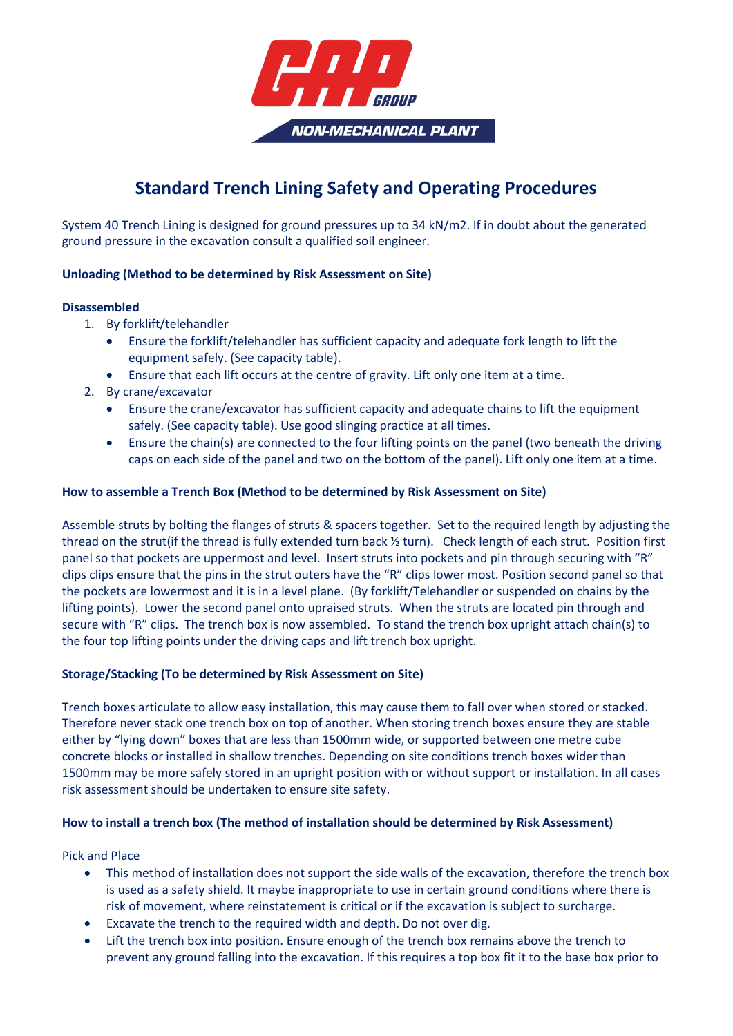# Standard Trench Lining Safety and Operating Procedures

System 40 Trench Lining is designed for ground pressures up to 34 kN/m2. If in doubt about the generated ground pressure in the excavation consult a qualified soil engineer.

**Unloading (Method to be determined by Risk Assessment on Site)**

**Disassembled**

1. By forklift/telehandler
   - Ensure the forklift/telehandler has sufficient capacity and adequate fork length to lift the equipment safely. (See capacity table).
   - Ensure that each lift occurs at the centre of gravity. Lift only one item at a time.
2. By crane/excavator
   - Ensure the crane/excavator has sufficient capacity and adequate chains to lift the equipment safely. (See capacity table). Use good slinging practice at all times.
   - Ensure the chain(s) are connected to the four lifting points on the panel (two beneath the driving caps on each side of the panel and two on the bottom of the panel). Lift only one item at a time.

**How to assemble a Trench Box (Method to be determined by Risk Assessment on Site)**

Assemble struts by bolting the flanges of struts & spacers together. Set to the required length by adjusting the thread on the strut(if the thread is fully extended turn back ½ turn). Check length of each strut. Position first panel so that pockets are uppermost and level. Insert struts into pockets and pin through securing with "R" clips clips ensure that the pins in the strut outers have the "R" clips lower most. Position second panel so that the pockets are lowermost and it is in a level plane. (By forklift/Telehandler or suspended on chains by the lifting points). Lower the second panel onto upraised struts. When the struts are located pin through and secure with "R" clips. The trench box is now assembled. To stand the trench box upright attach chain(s) to the four top lifting points under the driving caps and lift trench box upright.

**Storage/Stacking (To be determined by Risk Assessment on Site)**

Trench boxes articulate to allow easy installation, this may cause them to fall over when stored or stacked. Therefore never stack one trench box on top of another. When storing trench boxes ensure they are stable either by "lying down" boxes that are less than 1500mm wide, or supported between one metre cube concrete blocks or installed in shallow trenches. Depending on site conditions trench boxes wider than 1500mm may be more safely stored in an upright position with or without support or installation. In all cases risk assessment should be undertaken to ensure site safety.

**How to install a trench box (The method of installation should be determined by Risk Assessment)**

Pick and Place

- This method of installation does not support the side walls of the excavation, therefore the trench box is used as a safety shield. It maybe inappropriate to use in certain ground conditions where there is risk of movement, where reinstatement is critical or if the excavation is subject to surcharge.
- Excavate the trench to the required width and depth. Do not over dig.
- Lift the trench box into position. Ensure enough of the trench box remains above the trench to prevent any ground falling into the excavation. If this requires a top box fit it to the base box prior to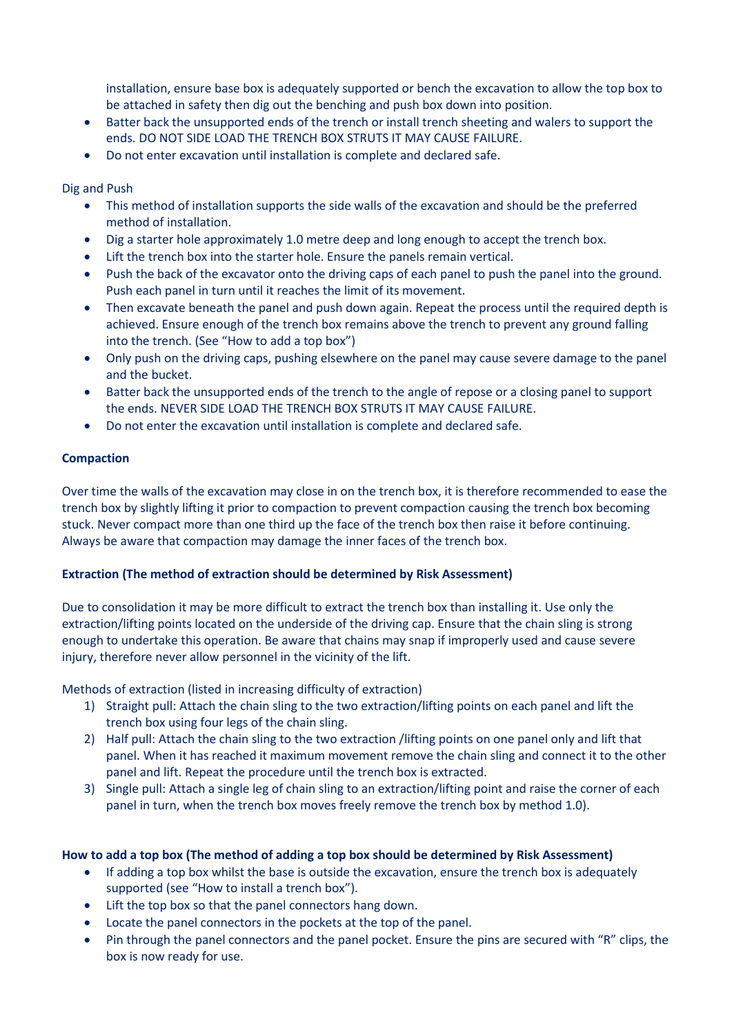installation, ensure base box is adequately supported or bench the excavation to allow the top box to be attached in safety then dig out the benching and push box down into position.

- Batter back the unsupported ends of the trench or install trench sheeting and walers to support the ends. DO NOT SIDE LOAD THE TRENCH BOX STRUTS IT MAY CAUSE FAILURE.
- Do not enter excavation until installation is complete and declared safe.

Dig and Push

- This method of installation supports the side walls of the excavation and should be the preferred method of installation.
- Dig a starter hole approximately 1.0 metre deep and long enough to accept the trench box.
- Lift the trench box into the starter hole. Ensure the panels remain vertical.
- Push the back of the excavator onto the driving caps of each panel to push the panel into the ground. Push each panel in turn until it reaches the limit of its movement.
- Then excavate beneath the panel and push down again. Repeat the process until the required depth is achieved. Ensure enough of the trench box remains above the trench to prevent any ground falling into the trench. (See "How to add a top box")
- Only push on the driving caps, pushing elsewhere on the panel may cause severe damage to the panel and the bucket.
- Batter back the unsupported ends of the trench to the angle of repose or a closing panel to support the ends. NEVER SIDE LOAD THE TRENCH BOX STRUTS IT MAY CAUSE FAILURE.
- Do not enter the excavation until installation is complete and declared safe.

**Compaction**

Over time the walls of the excavation may close in on the trench box, it is therefore recommended to ease the trench box by slightly lifting it prior to compaction to prevent compaction causing the trench box becoming stuck. Never compact more than one third up the face of the trench box then raise it before continuing. Always be aware that compaction may damage the inner faces of the trench box.

**Extraction (The method of extraction should be determined by Risk Assessment)**

Due to consolidation it may be more difficult to extract the trench box than installing it. Use only the extraction/lifting points located on the underside of the driving cap. Ensure that the chain sling is strong enough to undertake this operation. Be aware that chains may snap if improperly used and cause severe injury, therefore never allow personnel in the vicinity of the lift.

Methods of extraction (listed in increasing difficulty of extraction)

1) Straight pull: Attach the chain sling to the two extraction/lifting points on each panel and lift the trench box using four legs of the chain sling.
2) Half pull: Attach the chain sling to the two extraction /lifting points on one panel only and lift that panel. When it has reached it maximum movement remove the chain sling and connect it to the other panel and lift. Repeat the procedure until the trench box is extracted.
3) Single pull: Attach a single leg of chain sling to an extraction/lifting point and raise the corner of each panel in turn, when the trench box moves freely remove the trench box by method 1.0).

**How to add a top box (The method of adding a top box should be determined by Risk Assessment)**

- If adding a top box whilst the base is outside the excavation, ensure the trench box is adequately supported (see "How to install a trench box").
- Lift the top box so that the panel connectors hang down.
- Locate the panel connectors in the pockets at the top of the panel.
- Pin through the panel connectors and the panel pocket. Ensure the pins are secured with "R" clips, the box is now ready for use.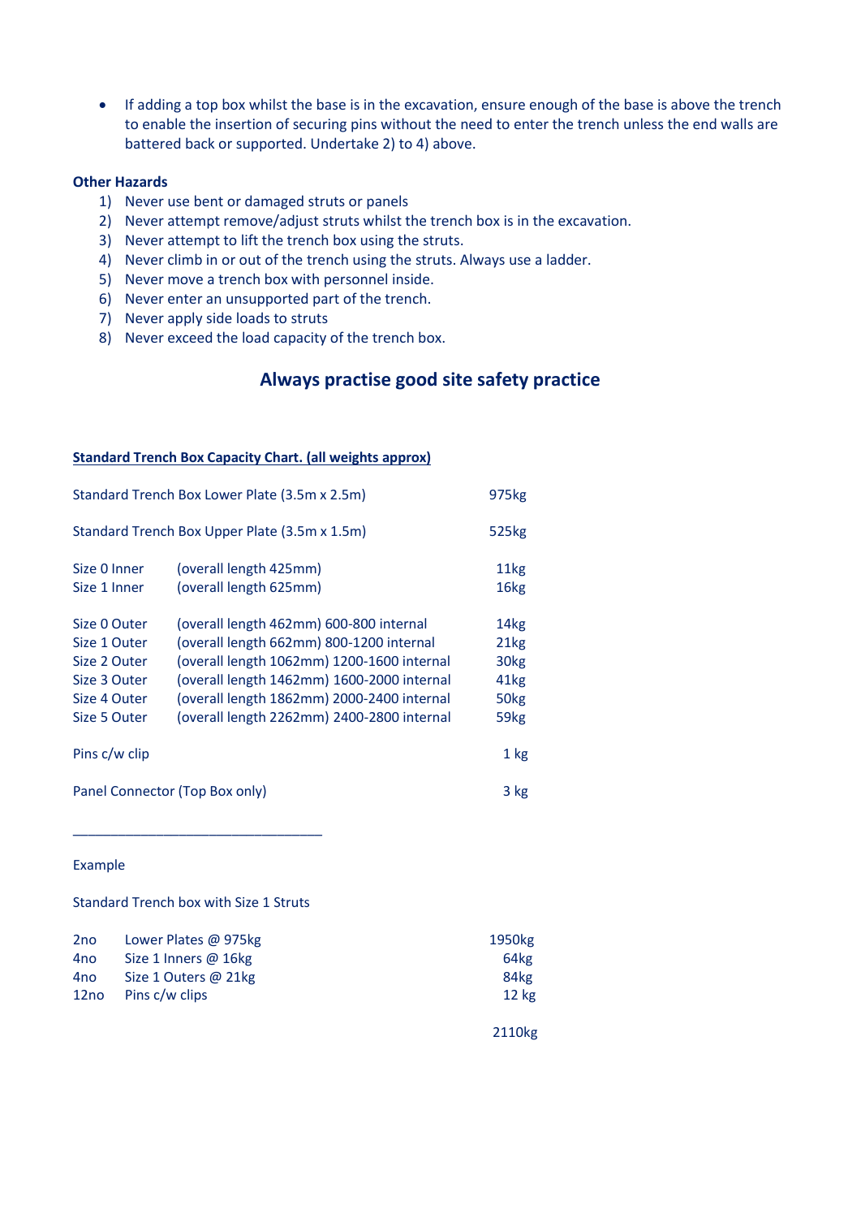- If adding a top box whilst the base is in the excavation, ensure enough of the base is above the trench to enable the insertion of securing pins without the need to enter the trench unless the end walls are battered back or supported. Undertake 2) to 4) above.

**Other Hazards**

1) Never use bent or damaged struts or panels
2) Never attempt remove/adjust struts whilst the trench box is in the excavation.
3) Never attempt to lift the trench box using the struts.
4) Never climb in or out of the trench using the struts. Always use a ladder.
5) Never move a trench box with personnel inside.
6) Never enter an unsupported part of the trench.
7) Never apply side loads to struts
8) Never exceed the load capacity of the trench box.

## Always practise good site safety practice

**Standard Trench Box Capacity Chart. (all weights approx)**

| | | |
|---|---|---|
| Standard Trench Box Lower Plate (3.5m x 2.5m) | | 975kg |
| Standard Trench Box Upper Plate (3.5m x 1.5m) | | 525kg |
| Size 0 Inner | (overall length 425mm) | 11kg |
| Size 1 Inner | (overall length 625mm) | 16kg |
| Size 0 Outer | (overall length 462mm) 600-800 internal | 14kg |
| Size 1 Outer | (overall length 662mm) 800-1200 internal | 21kg |
| Size 2 Outer | (overall length 1062mm) 1200-1600 internal | 30kg |
| Size 3 Outer | (overall length 1462mm) 1600-2000 internal | 41kg |
| Size 4 Outer | (overall length 1862mm) 2000-2400 internal | 50kg |
| Size 5 Outer | (overall length 2262mm) 2400-2800 internal | 59kg |
| Pins c/w clip | | 1 kg |
| Panel Connector (Top Box only) | | 3 kg |

---

Example

Standard Trench box with Size 1 Struts

| | | |
|---|---|---|
| 2no | Lower Plates @ 975kg | 1950kg |
| 4no | Size 1 Inners @ 16kg | 64kg |
| 4no | Size 1 Outers @ 21kg | 84kg |
| 12no | Pins c/w clips | 12 kg |
| | | 2110kg |